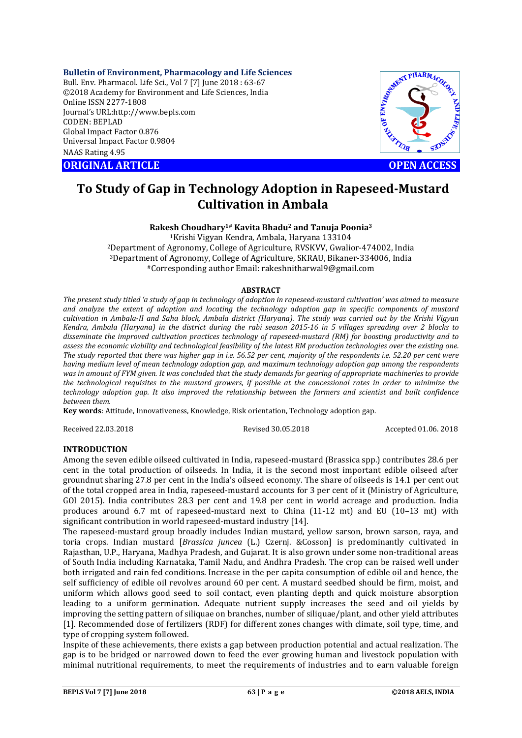**Bulletin of Environment, Pharmacology and Life Sciences**
Bull. Env. Pharmacol. Life Sci., Vol 7 [7] June 2018 : 63-67
©2018 Academy for Environment and Life Sciences, India
Online ISSN 2277-1808
Journal's URL:http://www.bepls.com
CODEN: BEPLAD
Global Impact Factor 0.876
Universal Impact Factor 0.9804
NAAS Rating 4.95

**ORIGINAL ARTICLE** **OPEN ACCESS**

# To Study of Gap in Technology Adoption in Rapeseed-Mustard Cultivation in Ambala

**Rakesh Choudhary[1#] Kavita Bhadu[2] and Tanuja Poonia[3]**

[1]Krishi Vigyan Kendra, Ambala, Haryana 133104
[2]Department of Agronomy, College of Agriculture, RVSKVV, Gwalior-474002, India
[3]Department of Agronomy, College of Agriculture, SKRAU, Bikaner-334006, India
[#]Corresponding author Email: rakeshnitharwal9@gmail.com

## ABSTRACT

*The present study titled 'a study of gap in technology of adoption in rapeseed-mustard cultivation' was aimed to measure and analyze the extent of adoption and locating the technology adoption gap in specific components of mustard cultivation in Ambala-II and Saha block, Ambala district (Haryana). The study was carried out by the Krishi Vigyan Kendra, Ambala (Haryana) in the district during the rabi season 2015-16 in 5 villages spreading over 2 blocks to disseminate the improved cultivation practices technology of rapeseed-mustard (RM) for boosting productivity and to assess the economic viability and technological feasibility of the latest RM production technologies over the existing one. The study reported that there was higher gap in i.e. 56.52 per cent, majority of the respondents i.e. 52.20 per cent were having medium level of mean technology adoption gap, and maximum technology adoption gap among the respondents was in amount of FYM given. It was concluded that the study demands for gearing of appropriate machineries to provide the technological requisites to the mustard growers, if possible at the concessional rates in order to minimize the technology adoption gap. It also improved the relationship between the farmers and scientist and built confidence between them.*

**Key words**: Attitude, Innovativeness, Knowledge, Risk orientation, Technology adoption gap.

Received 22.03.2018 Revised 30.05.2018 Accepted 01.06. 2018

## INTRODUCTION

Among the seven edible oilseed cultivated in India, rapeseed-mustard (Brassica spp.) contributes 28.6 per cent in the total production of oilseeds. In India, it is the second most important edible oilseed after groundnut sharing 27.8 per cent in the India's oilseed economy. The share of oilseeds is 14.1 per cent out of the total cropped area in India, rapeseed-mustard accounts for 3 per cent of it (Ministry of Agriculture, GOI 2015). India contributes 28.3 per cent and 19.8 per cent in world acreage and production. India produces around 6.7 mt of rapeseed-mustard next to China (11-12 mt) and EU (10–13 mt) with significant contribution in world rapeseed-mustard industry [14].

The rapeseed-mustard group broadly includes Indian mustard, yellow sarson, brown sarson, raya, and toria crops. Indian mustard [*Brassica juncea* (L.) Czernj. &Cosson] is predominantly cultivated in Rajasthan, U.P., Haryana, Madhya Pradesh, and Gujarat. It is also grown under some non-traditional areas of South India including Karnataka, Tamil Nadu, and Andhra Pradesh. The crop can be raised well under both irrigated and rain fed conditions. Increase in the per capita consumption of edible oil and hence, the self sufficiency of edible oil revolves around 60 per cent. A mustard seedbed should be firm, moist, and uniform which allows good seed to soil contact, even planting depth and quick moisture absorption leading to a uniform germination. Adequate nutrient supply increases the seed and oil yields by improving the setting pattern of siliquae on branches, number of siliquae/plant, and other yield attributes [1]. Recommended dose of fertilizers (RDF) for different zones changes with climate, soil type, time, and type of cropping system followed.

Inspite of these achievements, there exists a gap between production potential and actual realization. The gap is to be bridged or narrowed down to feed the ever growing human and livestock population with minimal nutritional requirements, to meet the requirements of industries and to earn valuable foreign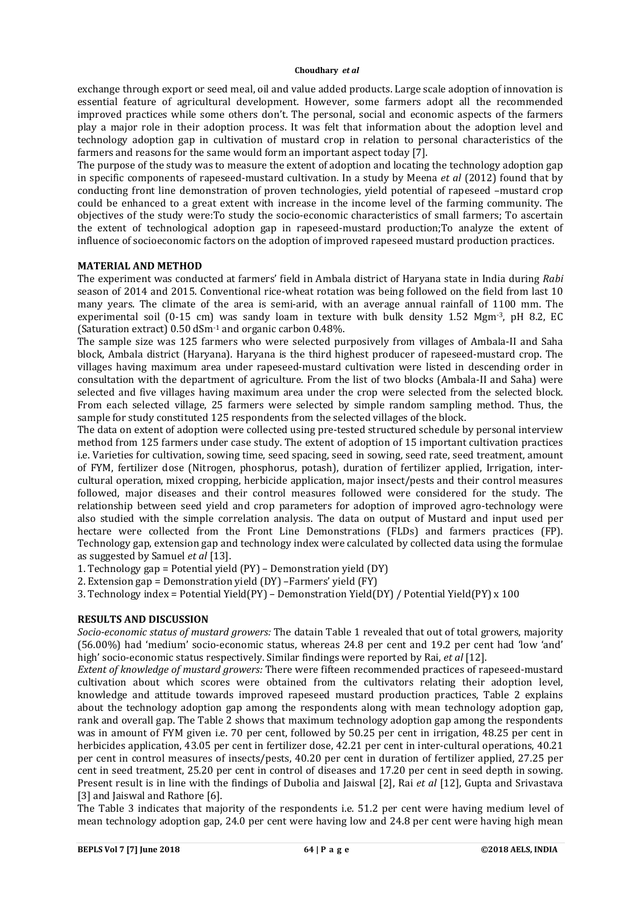exchange through export or seed meal, oil and value added products. Large scale adoption of innovation is essential feature of agricultural development. However, some farmers adopt all the recommended improved practices while some others don't. The personal, social and economic aspects of the farmers play a major role in their adoption process. It was felt that information about the adoption level and technology adoption gap in cultivation of mustard crop in relation to personal characteristics of the farmers and reasons for the same would form an important aspect today [7].

The purpose of the study was to measure the extent of adoption and locating the technology adoption gap in specific components of rapeseed-mustard cultivation. In a study by Meena *et al* (2012) found that by conducting front line demonstration of proven technologies, yield potential of rapeseed –mustard crop could be enhanced to a great extent with increase in the income level of the farming community. The objectives of the study were:To study the socio-economic characteristics of small farmers; To ascertain the extent of technological adoption gap in rapeseed-mustard production;To analyze the extent of influence of socioeconomic factors on the adoption of improved rapeseed mustard production practices.

## MATERIAL AND METHOD

The experiment was conducted at farmers' field in Ambala district of Haryana state in India during *Rabi* season of 2014 and 2015. Conventional rice-wheat rotation was being followed on the field from last 10 many years. The climate of the area is semi-arid, with an average annual rainfall of 1100 mm. The experimental soil (0-15 cm) was sandy loam in texture with bulk density 1.52 Mgm$^{-3}$, pH 8.2, EC (Saturation extract) 0.50 dSm$^{-1}$ and organic carbon 0.48%.

The sample size was 125 farmers who were selected purposively from villages of Ambala-II and Saha block, Ambala district (Haryana). Haryana is the third highest producer of rapeseed-mustard crop. The villages having maximum area under rapeseed-mustard cultivation were listed in descending order in consultation with the department of agriculture. From the list of two blocks (Ambala-II and Saha) were selected and five villages having maximum area under the crop were selected from the selected block. From each selected village, 25 farmers were selected by simple random sampling method. Thus, the sample for study constituted 125 respondents from the selected villages of the block.

The data on extent of adoption were collected using pre-tested structured schedule by personal interview method from 125 farmers under case study. The extent of adoption of 15 important cultivation practices i.e. Varieties for cultivation, sowing time, seed spacing, seed in sowing, seed rate, seed treatment, amount of FYM, fertilizer dose (Nitrogen, phosphorus, potash), duration of fertilizer applied, Irrigation, inter-cultural operation, mixed cropping, herbicide application, major insect/pests and their control measures followed, major diseases and their control measures followed were considered for the study. The relationship between seed yield and crop parameters for adoption of improved agro-technology were also studied with the simple correlation analysis. The data on output of Mustard and input used per hectare were collected from the Front Line Demonstrations (FLDs) and farmers practices (FP). Technology gap, extension gap and technology index were calculated by collected data using the formulae as suggested by Samuel *et al* [13].

1. Technology gap = Potential yield (PY) – Demonstration yield (DY)
2. Extension gap = Demonstration yield (DY) –Farmers' yield (FY)
3. Technology index = Potential Yield(PY) – Demonstration Yield(DY) / Potential Yield(PY) x 100

## RESULTS AND DISCUSSION

*Socio-economic status of mustard growers:* The datain Table 1 revealed that out of total growers, majority (56.00%) had 'medium' socio-economic status, whereas 24.8 per cent and 19.2 per cent had 'low 'and' high' socio-economic status respectively. Similar findings were reported by Rai, *et al* [12].

*Extent of knowledge of mustard growers:* There were fifteen recommended practices of rapeseed-mustard cultivation about which scores were obtained from the cultivators relating their adoption level, knowledge and attitude towards improved rapeseed mustard production practices, Table 2 explains about the technology adoption gap among the respondents along with mean technology adoption gap, rank and overall gap. The Table 2 shows that maximum technology adoption gap among the respondents was in amount of FYM given i.e. 70 per cent, followed by 50.25 per cent in irrigation, 48.25 per cent in herbicides application, 43.05 per cent in fertilizer dose, 42.21 per cent in inter-cultural operations, 40.21 per cent in control measures of insects/pests, 40.20 per cent in duration of fertilizer applied, 27.25 per cent in seed treatment, 25.20 per cent in control of diseases and 17.20 per cent in seed depth in sowing. Present result is in line with the findings of Dubolia and Jaiswal [2], Rai *et al* [12], Gupta and Srivastava [3] and Jaiswal and Rathore [6].

The Table 3 indicates that majority of the respondents i.e. 51.2 per cent were having medium level of mean technology adoption gap, 24.0 per cent were having low and 24.8 per cent were having high mean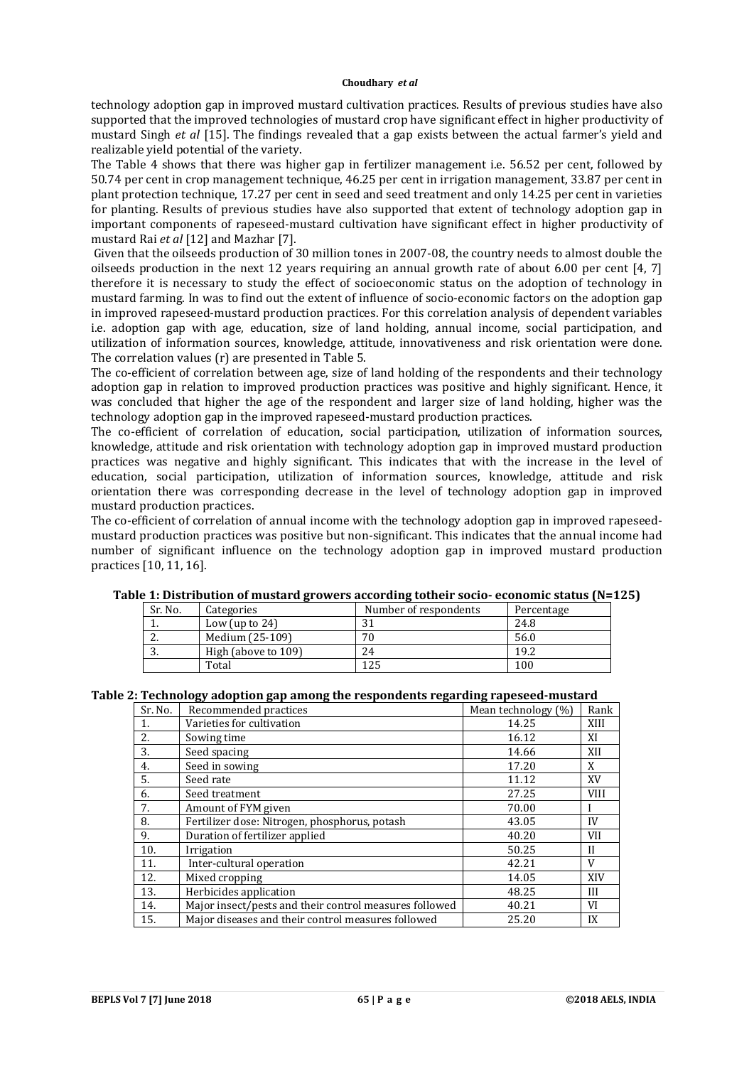technology adoption gap in improved mustard cultivation practices. Results of previous studies have also supported that the improved technologies of mustard crop have significant effect in higher productivity of mustard Singh *et al* [15]. The findings revealed that a gap exists between the actual farmer's yield and realizable yield potential of the variety.

The Table 4 shows that there was higher gap in fertilizer management i.e. 56.52 per cent, followed by 50.74 per cent in crop management technique, 46.25 per cent in irrigation management, 33.87 per cent in plant protection technique, 17.27 per cent in seed and seed treatment and only 14.25 per cent in varieties for planting. Results of previous studies have also supported that extent of technology adoption gap in important components of rapeseed-mustard cultivation have significant effect in higher productivity of mustard Rai *et al* [12] and Mazhar [7].

Given that the oilseeds production of 30 million tones in 2007-08, the country needs to almost double the oilseeds production in the next 12 years requiring an annual growth rate of about 6.00 per cent [4, 7] therefore it is necessary to study the effect of socioeconomic status on the adoption of technology in mustard farming. In was to find out the extent of influence of socio-economic factors on the adoption gap in improved rapeseed-mustard production practices. For this correlation analysis of dependent variables i.e. adoption gap with age, education, size of land holding, annual income, social participation, and utilization of information sources, knowledge, attitude, innovativeness and risk orientation were done. The correlation values (r) are presented in Table 5.

The co-efficient of correlation between age, size of land holding of the respondents and their technology adoption gap in relation to improved production practices was positive and highly significant. Hence, it was concluded that higher the age of the respondent and larger size of land holding, higher was the technology adoption gap in the improved rapeseed-mustard production practices.

The co-efficient of correlation of education, social participation, utilization of information sources, knowledge, attitude and risk orientation with technology adoption gap in improved mustard production practices was negative and highly significant. This indicates that with the increase in the level of education, social participation, utilization of information sources, knowledge, attitude and risk orientation there was corresponding decrease in the level of technology adoption gap in improved mustard production practices.

The co-efficient of correlation of annual income with the technology adoption gap in improved rapeseed-mustard production practices was positive but non-significant. This indicates that the annual income had number of significant influence on the technology adoption gap in improved mustard production practices [10, 11, 16].

**Table 1: Distribution of mustard growers according totheir socio- economic status (N=125)**

| Sr. No. | Categories | Number of respondents | Percentage |
|---|---|---|---|
| 1. | Low (up to 24) | 31 | 24.8 |
| 2. | Medium (25-109) | 70 | 56.0 |
| 3. | High (above to 109) | 24 | 19.2 |
| | Total | 125 | 100 |

**Table 2: Technology adoption gap among the respondents regarding rapeseed-mustard**

| Sr. No. | Recommended practices | Mean technology (%) | Rank |
|---|---|---|---|
| 1. | Varieties for cultivation | 14.25 | XIII |
| 2. | Sowing time | 16.12 | XI |
| 3. | Seed spacing | 14.66 | XII |
| 4. | Seed in sowing | 17.20 | X |
| 5. | Seed rate | 11.12 | XV |
| 6. | Seed treatment | 27.25 | VIII |
| 7. | Amount of FYM given | 70.00 | I |
| 8. | Fertilizer dose: Nitrogen, phosphorus, potash | 43.05 | IV |
| 9. | Duration of fertilizer applied | 40.20 | VII |
| 10. | Irrigation | 50.25 | II |
| 11. | Inter-cultural operation | 42.21 | V |
| 12. | Mixed cropping | 14.05 | XIV |
| 13. | Herbicides application | 48.25 | III |
| 14. | Major insect/pests and their control measures followed | 40.21 | VI |
| 15. | Major diseases and their control measures followed | 25.20 | IX |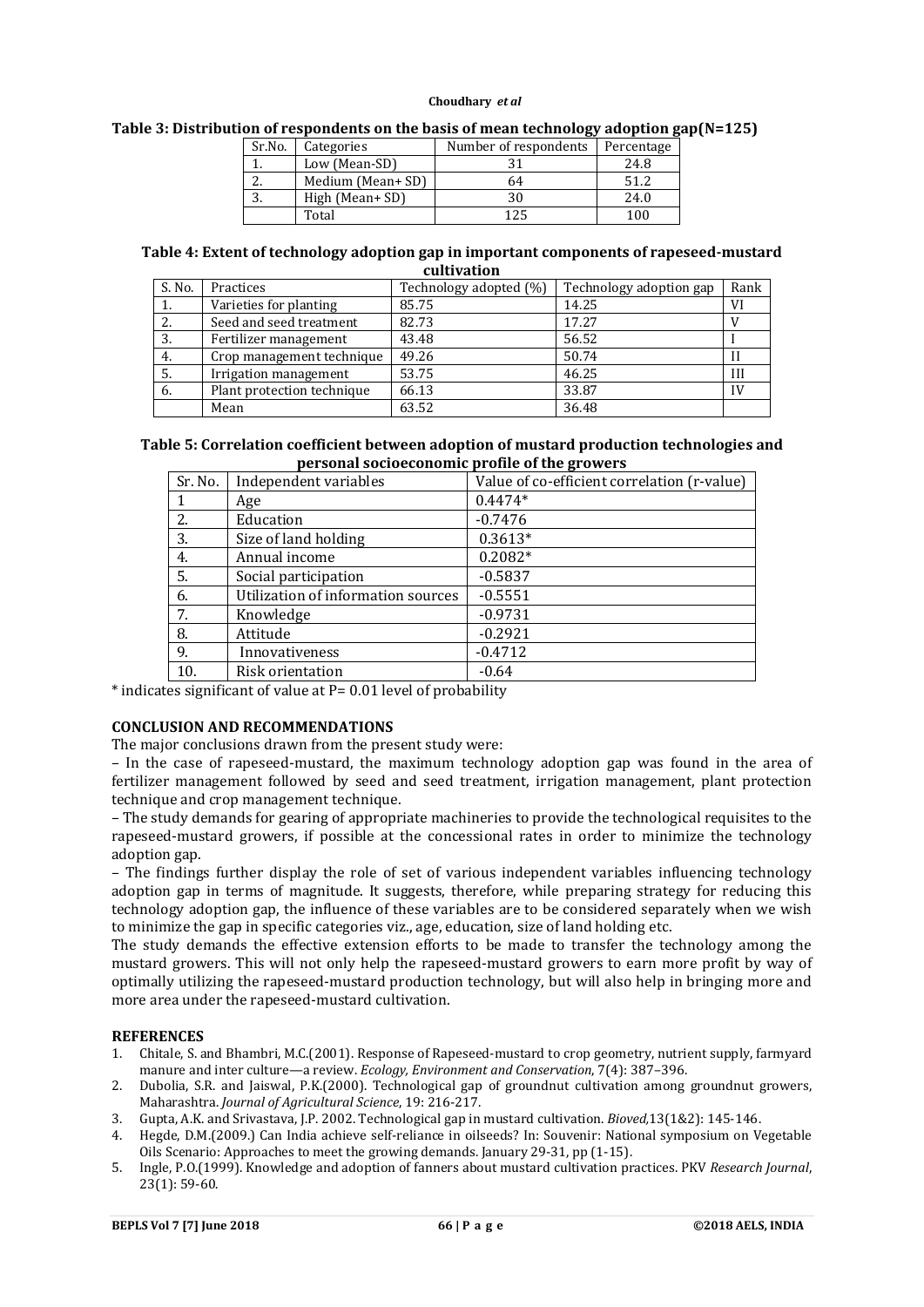**Table 3: Distribution of respondents on the basis of mean technology adoption gap(N=125)**

| Sr.No. | Categories | Number of respondents | Percentage |
|---|---|---|---|
| 1. | Low (Mean-SD) | 31 | 24.8 |
| 2. | Medium (Mean+ SD) | 64 | 51.2 |
| 3. | High (Mean+ SD) | 30 | 24.0 |
|  | Total | 125 | 100 |

**Table 4: Extent of technology adoption gap in important components of rapeseed-mustard cultivation**

| S. No. | Practices | Technology adopted (%) | Technology adoption gap | Rank |
|---|---|---|---|---|
| 1. | Varieties for planting | 85.75 | 14.25 | VI |
| 2. | Seed and seed treatment | 82.73 | 17.27 | V |
| 3. | Fertilizer management | 43.48 | 56.52 | I |
| 4. | Crop management technique | 49.26 | 50.74 | II |
| 5. | Irrigation management | 53.75 | 46.25 | III |
| 6. | Plant protection technique | 66.13 | 33.87 | IV |
|  | Mean | 63.52 | 36.48 |  |

**Table 5: Correlation coefficient between adoption of mustard production technologies and personal socioeconomic profile of the growers**

| Sr. No. | Independent variables | Value of co-efficient correlation (r-value) |
|---|---|---|
| 1 | Age | 0.4474* |
| 2. | Education | -0.7476 |
| 3. | Size of land holding | 0.3613* |
| 4. | Annual income | 0.2082* |
| 5. | Social participation | -0.5837 |
| 6. | Utilization of information sources | -0.5551 |
| 7. | Knowledge | -0.9731 |
| 8. | Attitude | -0.2921 |
| 9. | Innovativeness | -0.4712 |
| 10. | Risk orientation | -0.64 |

\* indicates significant of value at P= 0.01 level of probability

## CONCLUSION AND RECOMMENDATIONS

The major conclusions drawn from the present study were:

– In the case of rapeseed-mustard, the maximum technology adoption gap was found in the area of fertilizer management followed by seed and seed treatment, irrigation management, plant protection technique and crop management technique.

– The study demands for gearing of appropriate machineries to provide the technological requisites to the rapeseed-mustard growers, if possible at the concessional rates in order to minimize the technology adoption gap.

– The findings further display the role of set of various independent variables influencing technology adoption gap in terms of magnitude. It suggests, therefore, while preparing strategy for reducing this technology adoption gap, the influence of these variables are to be considered separately when we wish to minimize the gap in specific categories viz., age, education, size of land holding etc.

The study demands the effective extension efforts to be made to transfer the technology among the mustard growers. This will not only help the rapeseed-mustard growers to earn more profit by way of optimally utilizing the rapeseed-mustard production technology, but will also help in bringing more and more area under the rapeseed-mustard cultivation.

## REFERENCES

1. Chitale, S. and Bhambri, M.C.(2001). Response of Rapeseed-mustard to crop geometry, nutrient supply, farmyard manure and inter culture—a review. *Ecology, Environment and Conservation*, 7(4): 387–396.
2. Dubolia, S.R. and Jaiswal, P.K.(2000). Technological gap of groundnut cultivation among groundnut growers, Maharashtra. *Journal of Agricultural Science*, 19: 216-217.
3. Gupta, A.K. and Srivastava, J.P. 2002. Technological gap in mustard cultivation. *Bioved*,13(1&2): 145-146.
4. Hegde, D.M.(2009.) Can India achieve self-reliance in oilseeds? In: Souvenir: National symposium on Vegetable Oils Scenario: Approaches to meet the growing demands. January 29-31, pp (1-15).
5. Ingle, P.O.(1999). Knowledge and adoption of fanners about mustard cultivation practices. PKV *Research Journal*, 23(1): 59-60.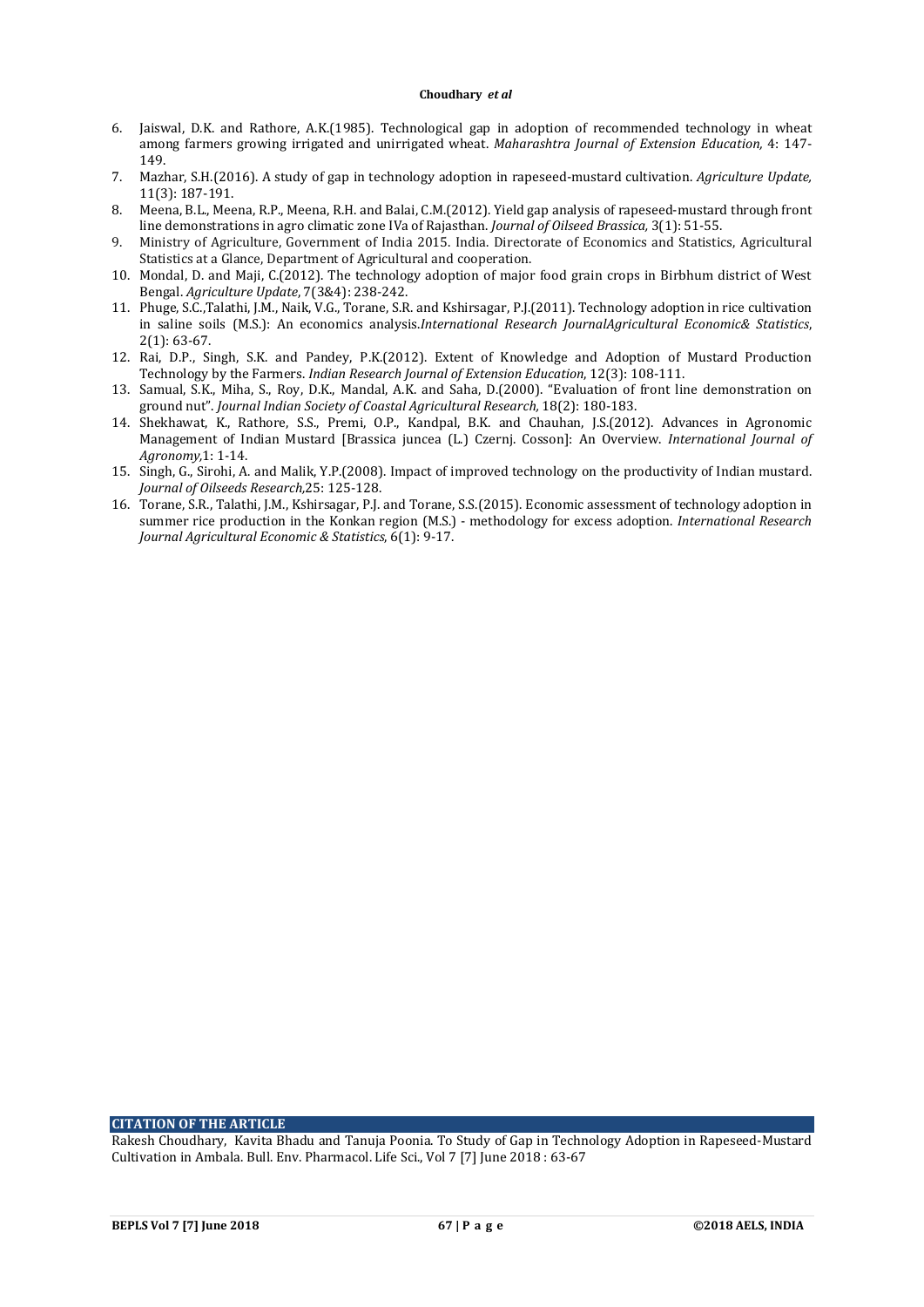6. Jaiswal, D.K. and Rathore, A.K.(1985). Technological gap in adoption of recommended technology in wheat among farmers growing irrigated and unirrigated wheat. *Maharashtra Journal of Extension Education,* 4: 147-149.
7. Mazhar, S.H.(2016). A study of gap in technology adoption in rapeseed-mustard cultivation. *Agriculture Update,* 11(3): 187-191.
8. Meena, B.L., Meena, R.P., Meena, R.H. and Balai, C.M.(2012). Yield gap analysis of rapeseed-mustard through front line demonstrations in agro climatic zone IVa of Rajasthan. *Journal of Oilseed Brassica,* 3(1): 51-55.
9. Ministry of Agriculture, Government of India 2015. India. Directorate of Economics and Statistics, Agricultural Statistics at a Glance, Department of Agricultural and cooperation.
10. Mondal, D. and Maji, C.(2012). The technology adoption of major food grain crops in Birbhum district of West Bengal. *Agriculture Update*, 7(3&4): 238-242.
11. Phuge, S.C.,Talathi, J.M., Naik, V.G., Torane, S.R. and Kshirsagar, P.J.(2011). Technology adoption in rice cultivation in saline soils (M.S.): An economics analysis.*International Research JournalAgricultural Economic& Statistics*, 2(1): 63-67.
12. Rai, D.P., Singh, S.K. and Pandey, P.K.(2012). Extent of Knowledge and Adoption of Mustard Production Technology by the Farmers. *Indian Research Journal of Extension Education*, 12(3): 108-111.
13. Samual, S.K., Miha, S., Roy, D.K., Mandal, A.K. and Saha, D.(2000). "Evaluation of front line demonstration on ground nut". *Journal Indian Society of Coastal Agricultural Research,* 18(2): 180-183.
14. Shekhawat, K., Rathore, S.S., Premi, O.P., Kandpal, B.K. and Chauhan, J.S.(2012). Advances in Agronomic Management of Indian Mustard [Brassica juncea (L.) Czernj. Cosson]: An Overview. *International Journal of Agronomy,*1: 1-14.
15. Singh, G., Sirohi, A. and Malik, Y.P.(2008). Impact of improved technology on the productivity of Indian mustard. *Journal of Oilseeds Research,*25: 125-128.
16. Torane, S.R., Talathi, J.M., Kshirsagar, P.J. and Torane, S.S.(2015). Economic assessment of technology adoption in summer rice production in the Konkan region (M.S.) - methodology for excess adoption. *International Research Journal Agricultural Economic & Statistics*, 6(1): 9-17.

**CITATION OF THE ARTICLE**

Rakesh Choudhary, Kavita Bhadu and Tanuja Poonia. To Study of Gap in Technology Adoption in Rapeseed-Mustard Cultivation in Ambala. Bull. Env. Pharmacol. Life Sci., Vol 7 [7] June 2018 : 63-67